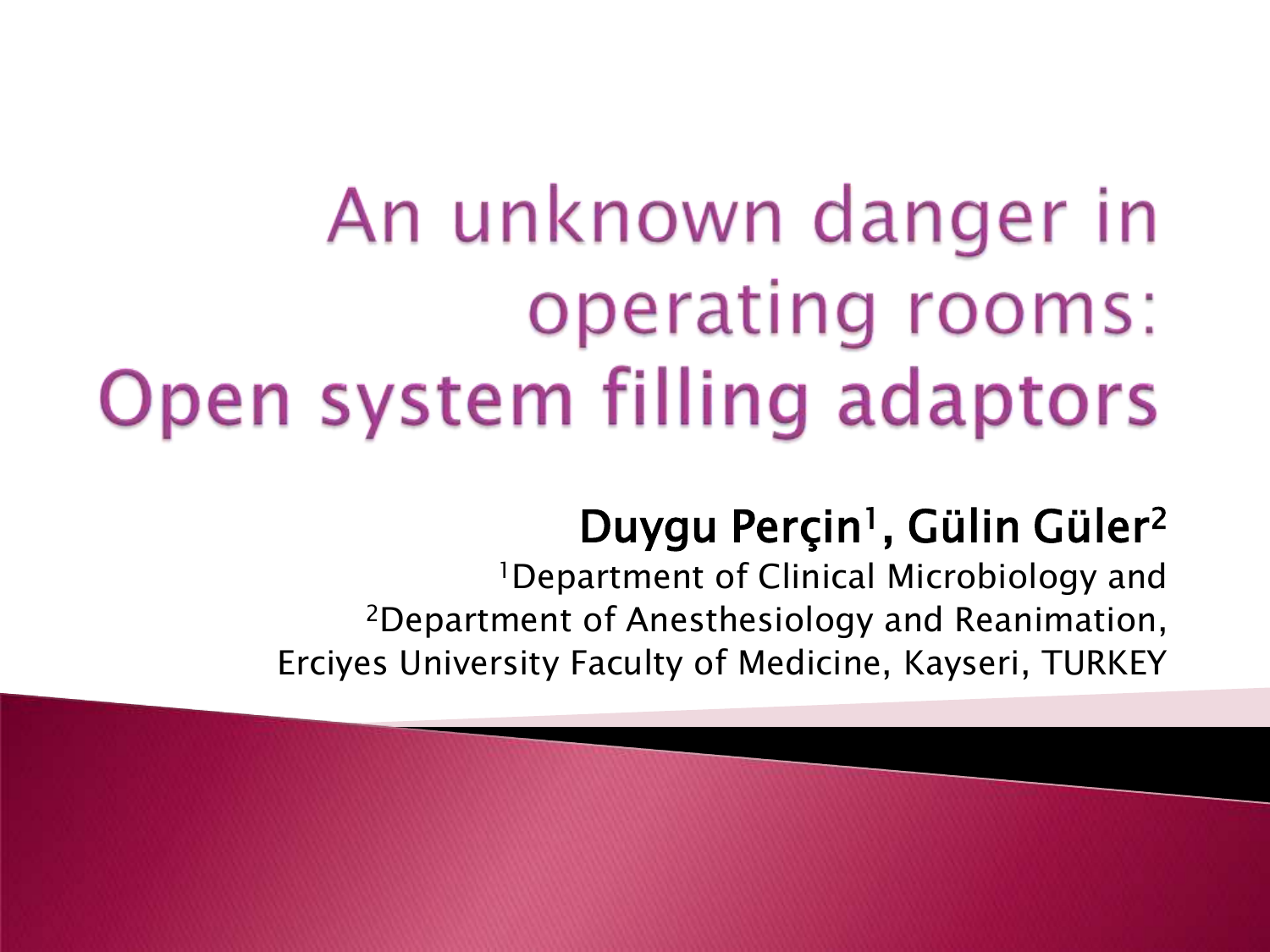# An unknown danger in operating rooms: Open system filling adaptors

**Duygu Perçin[1], Gülin Güler[2]**

[1]Department of Clinical Microbiology and
[2]Department of Anesthesiology and Reanimation,
Erciyes University Faculty of Medicine, Kayseri, TURKEY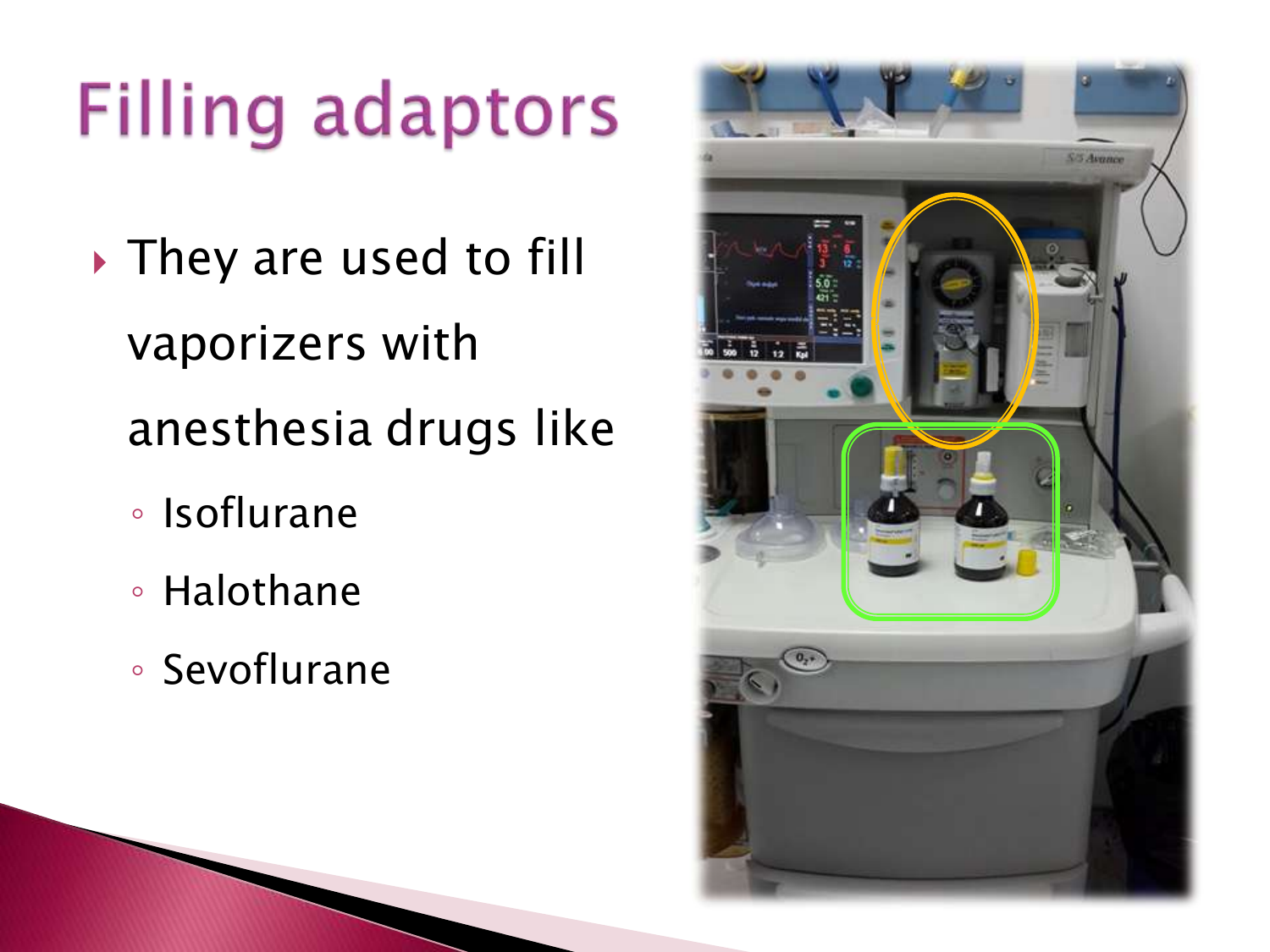# Filling adaptors

- They are used to fill vaporizers with anesthesia drugs like
  - Isoflurane
  - Halothane
  - Sevoflurane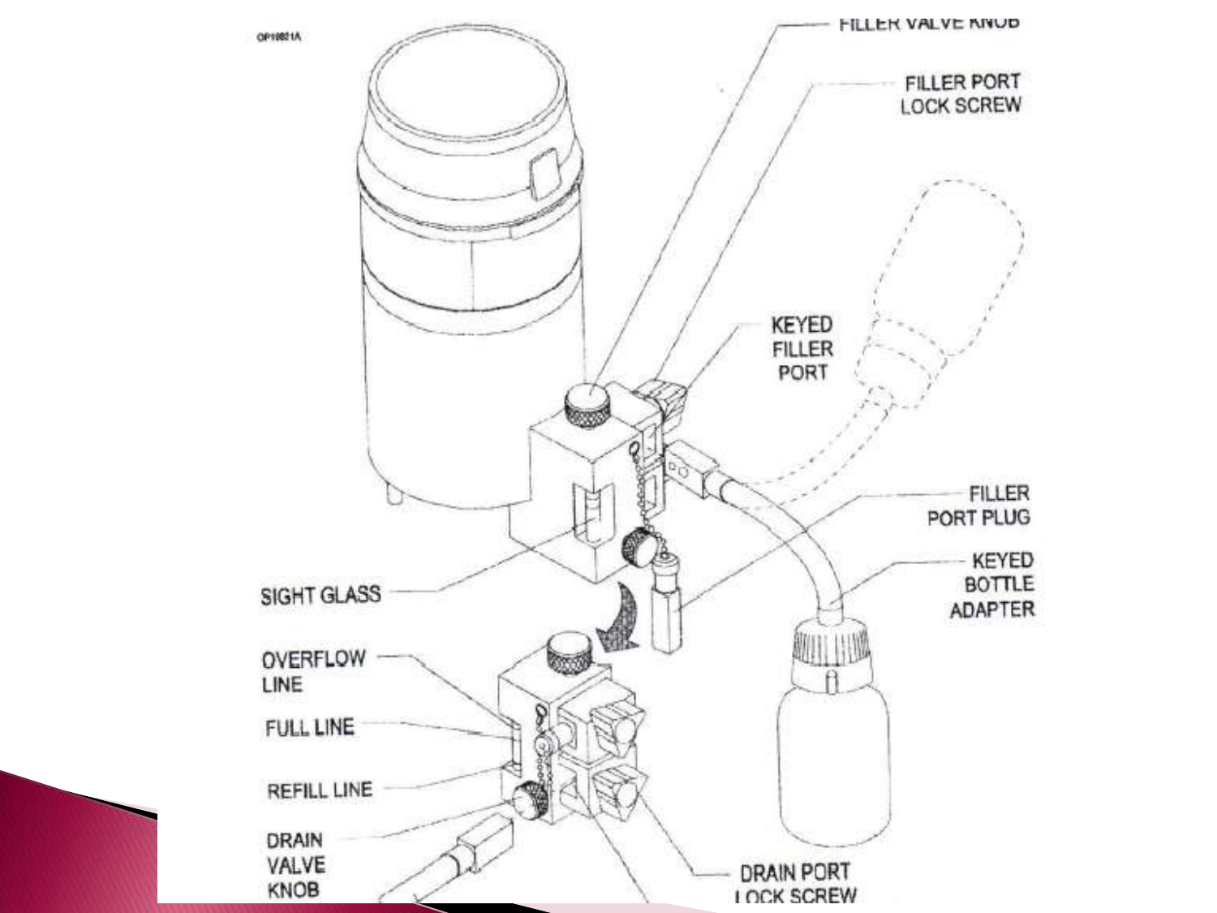OP10021A

FILLER VALVE KNOB

FILLER PORT LOCK SCREW

KEYED FILLER PORT

FILLER PORT PLUG

KEYED BOTTLE ADAPTER

SIGHT GLASS

OVERFLOW LINE

FULL LINE

REFILL LINE

DRAIN VALVE KNOB

DRAIN PORT LOCK SCREW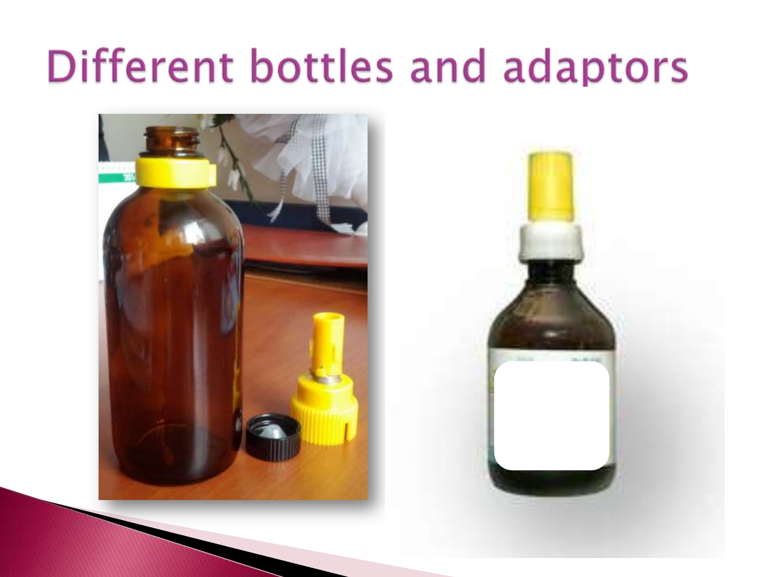# Different bottles and adaptors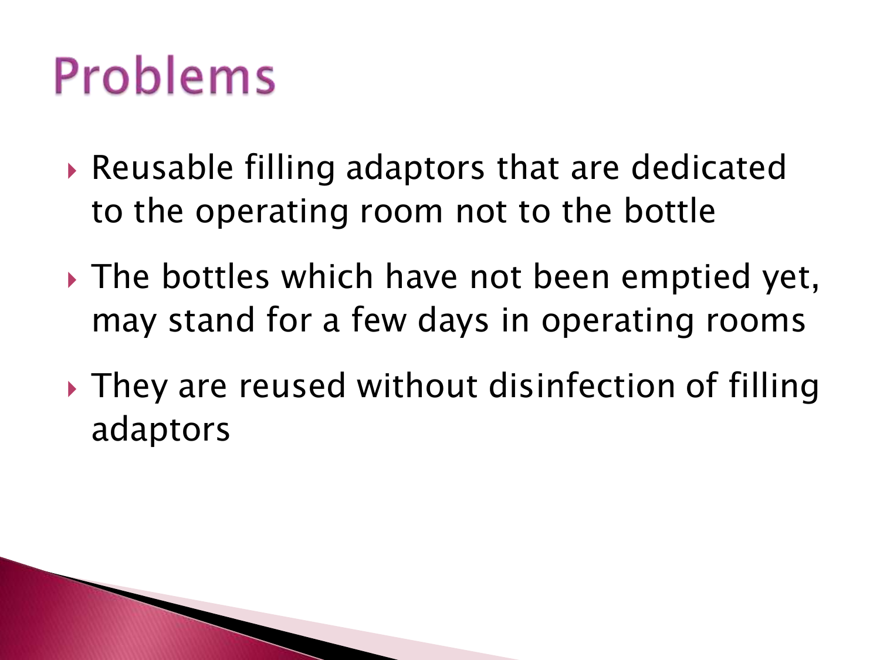# Problems

- Reusable filling adaptors that are dedicated to the operating room not to the bottle
- The bottles which have not been emptied yet, may stand for a few days in operating rooms
- They are reused without disinfection of filling adaptors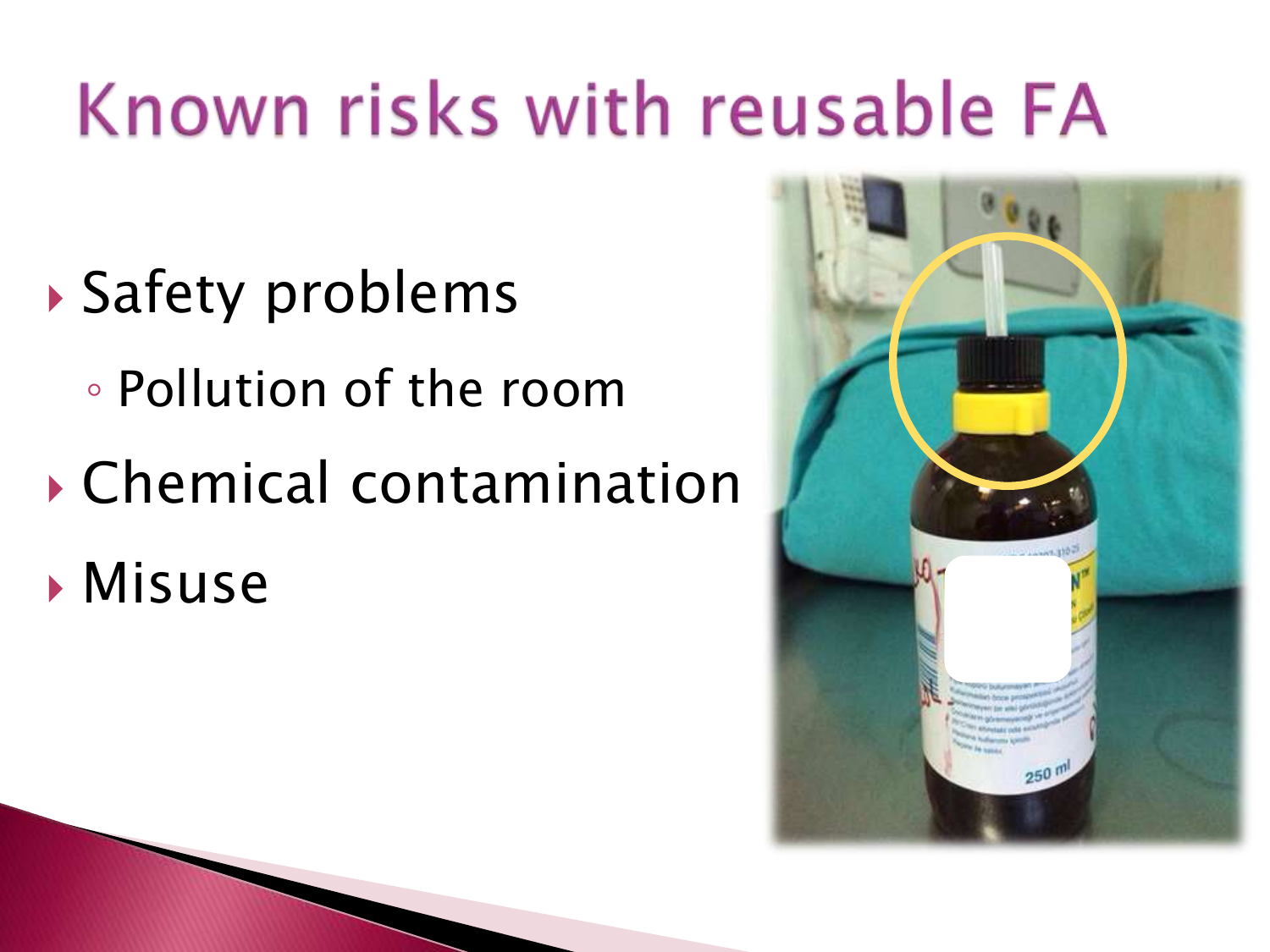# Known risks with reusable FA

- Safety problems
  - Pollution of the room
- Chemical contamination
- Misuse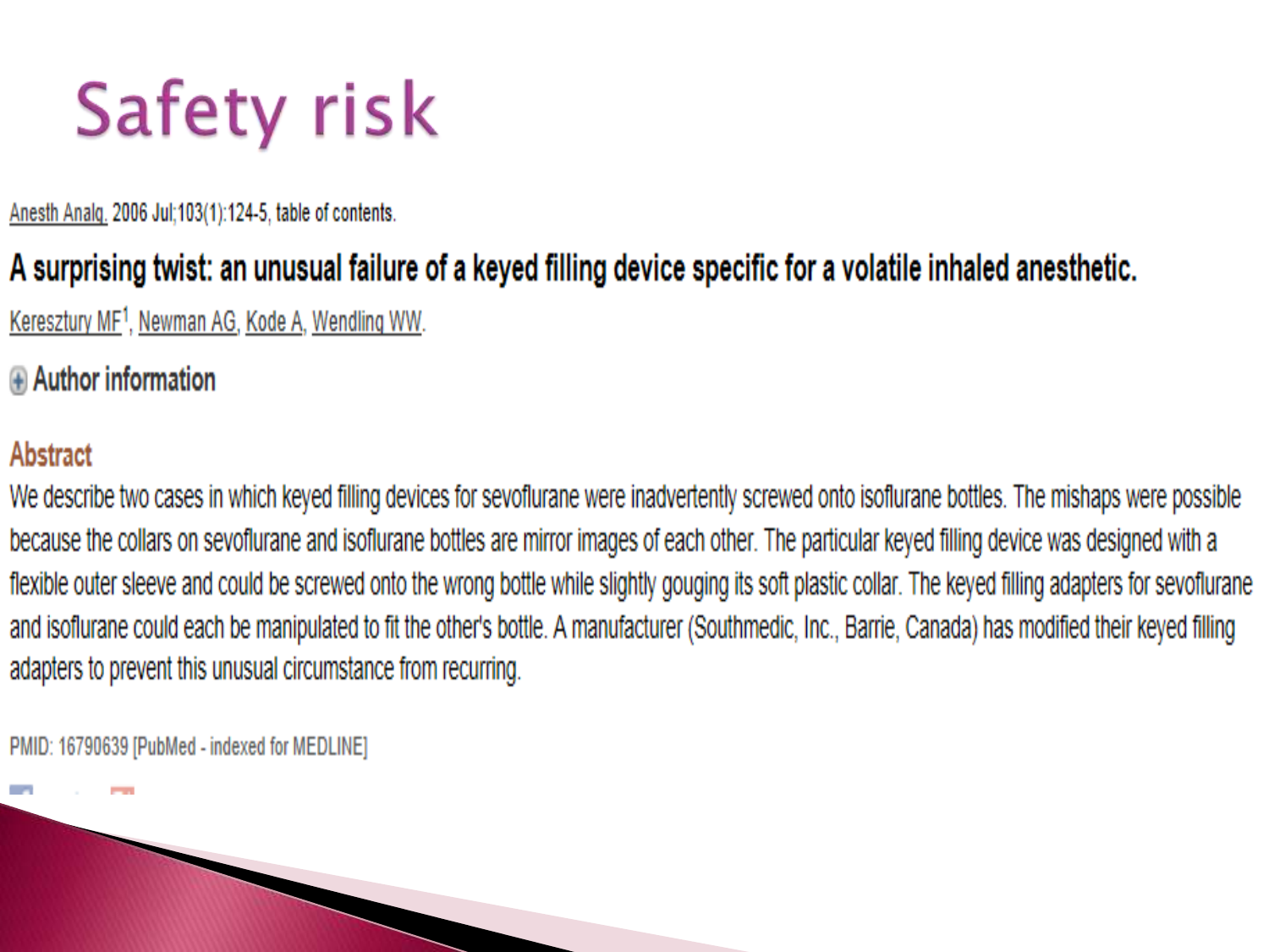# Safety risk

Anesth Analg. 2006 Jul;103(1):124-5, table of contents.

## A surprising twist: an unusual failure of a keyed filling device specific for a volatile inhaled anesthetic.

Keresztury MF[1], Newman AG, Kode A, Wendling WW.

Author information

### Abstract

We describe two cases in which keyed filling devices for sevoflurane were inadvertently screwed onto isoflurane bottles. The mishaps were possible because the collars on sevoflurane and isoflurane bottles are mirror images of each other. The particular keyed filling device was designed with a flexible outer sleeve and could be screwed onto the wrong bottle while slightly gouging its soft plastic collar. The keyed filling adapters for sevoflurane and isoflurane could each be manipulated to fit the other's bottle. A manufacturer (Southmedic, Inc., Barrie, Canada) has modified their keyed filling adapters to prevent this unusual circumstance from recurring.

PMID: 16790639 [PubMed - indexed for MEDLINE]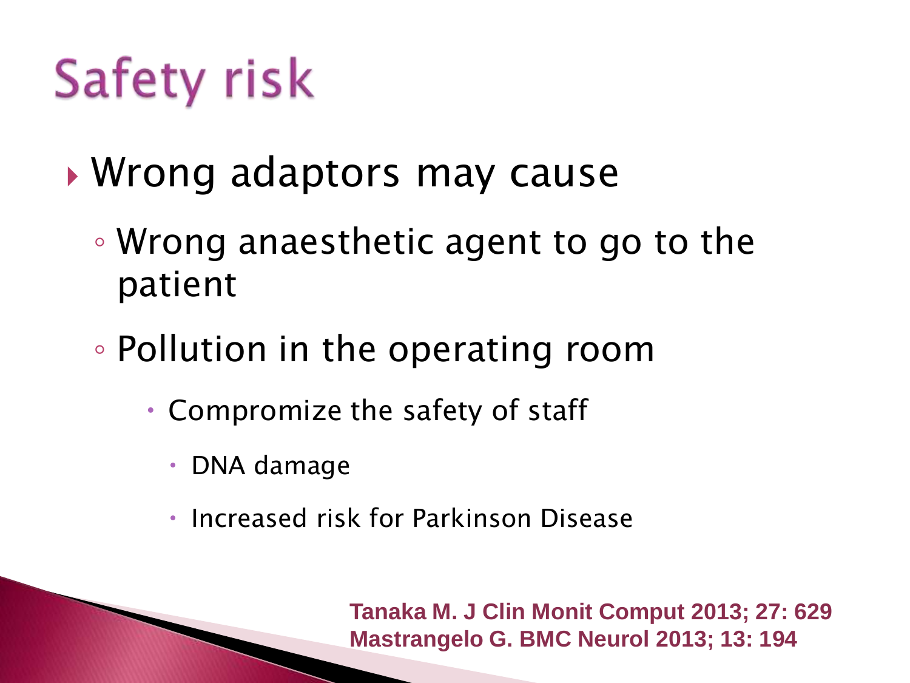# Safety risk

- Wrong adaptors may cause
  - Wrong anaesthetic agent to go to the patient
  - Pollution in the operating room
    - Compromize the safety of staff
      - DNA damage
      - Increased risk for Parkinson Disease

**Tanaka M. J Clin Monit Comput 2013; 27: 629**
**Mastrangelo G. BMC Neurol 2013; 13: 194**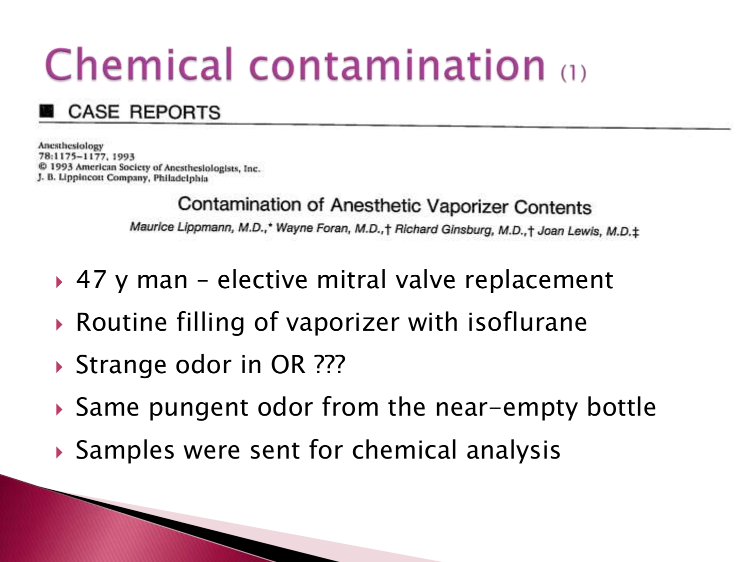# Chemical contamination (1)

## CASE REPORTS

Anesthesiology
78:1175–1177, 1993
© 1993 American Society of Anesthesiologists, Inc.
J. B. Lippincott Company, Philadelphia

### Contamination of Anesthetic Vaporizer Contents

*Maurice Lippmann, M.D.,\* Wayne Foran, M.D.,† Richard Ginsburg, M.D.,† Joan Lewis, M.D.‡*

- 47 y man – elective mitral valve replacement
- Routine filling of vaporizer with isoflurane
- Strange odor in OR ???
- Same pungent odor from the near-empty bottle
- Samples were sent for chemical analysis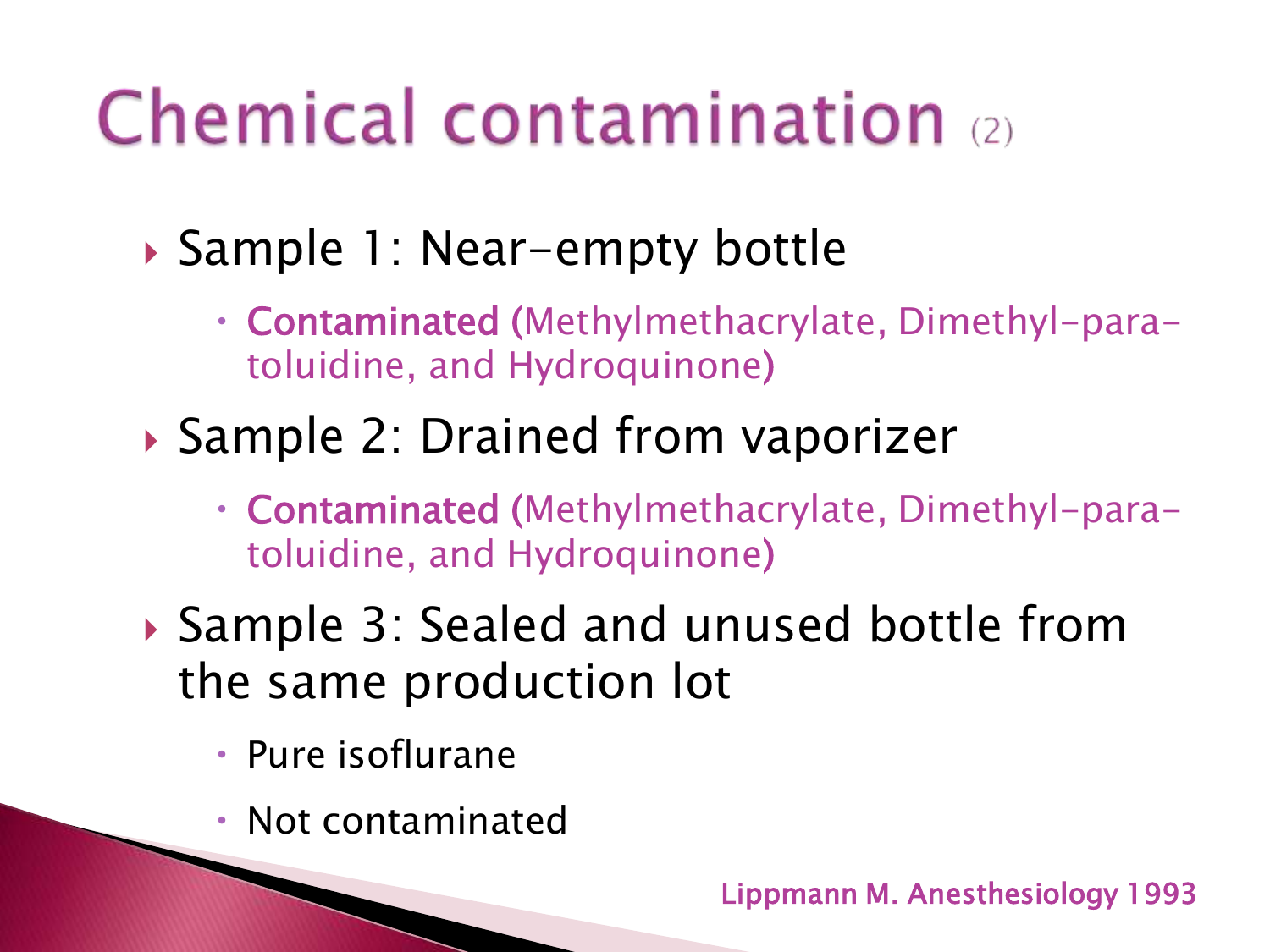# Chemical contamination (2)

- Sample 1: Near-empty bottle
  - **Contaminated** (Methylmethacrylate, Dimethyl-para-toluidine, and Hydroquinone)
- Sample 2: Drained from vaporizer
  - **Contaminated** (Methylmethacrylate, Dimethyl-para-toluidine, and Hydroquinone)
- Sample 3: Sealed and unused bottle from the same production lot
  - Pure isoflurane
  - Not contaminated

Lippmann M. Anesthesiology 1993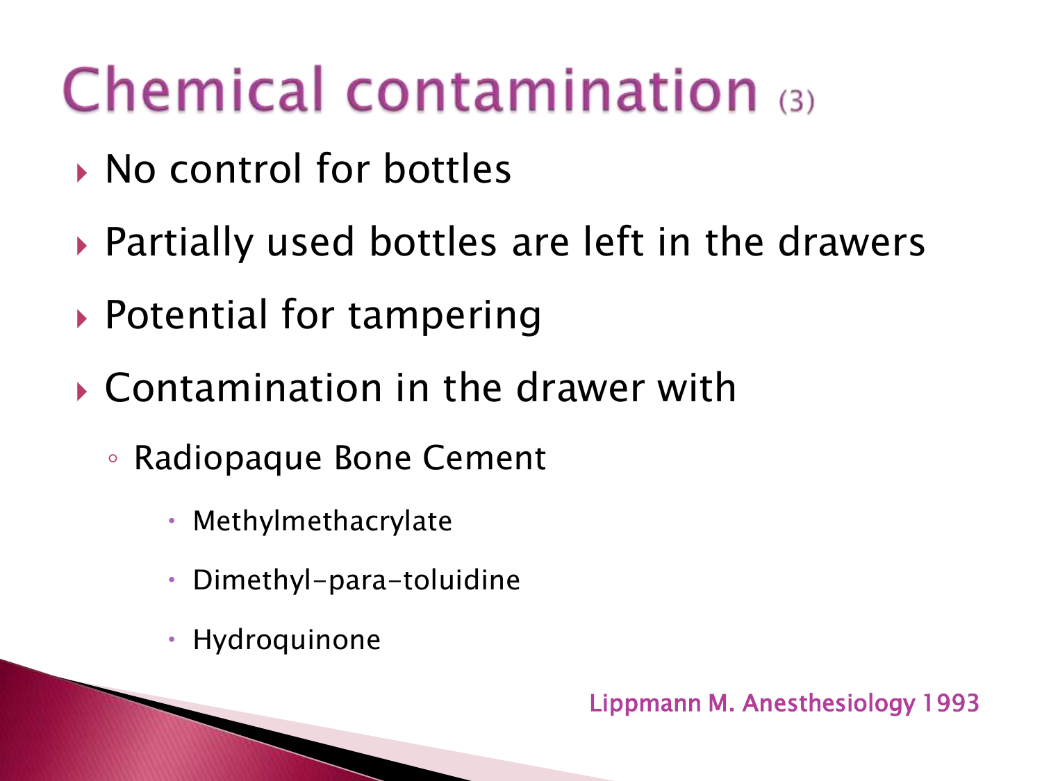# Chemical contamination (3)

- No control for bottles
- Partially used bottles are left in the drawers
- Potential for tampering
- Contamination in the drawer with
  - Radiopaque Bone Cement
    - Methylmethacrylate
    - Dimethyl-para-toluidine
    - Hydroquinone

Lippmann M. Anesthesiology 1993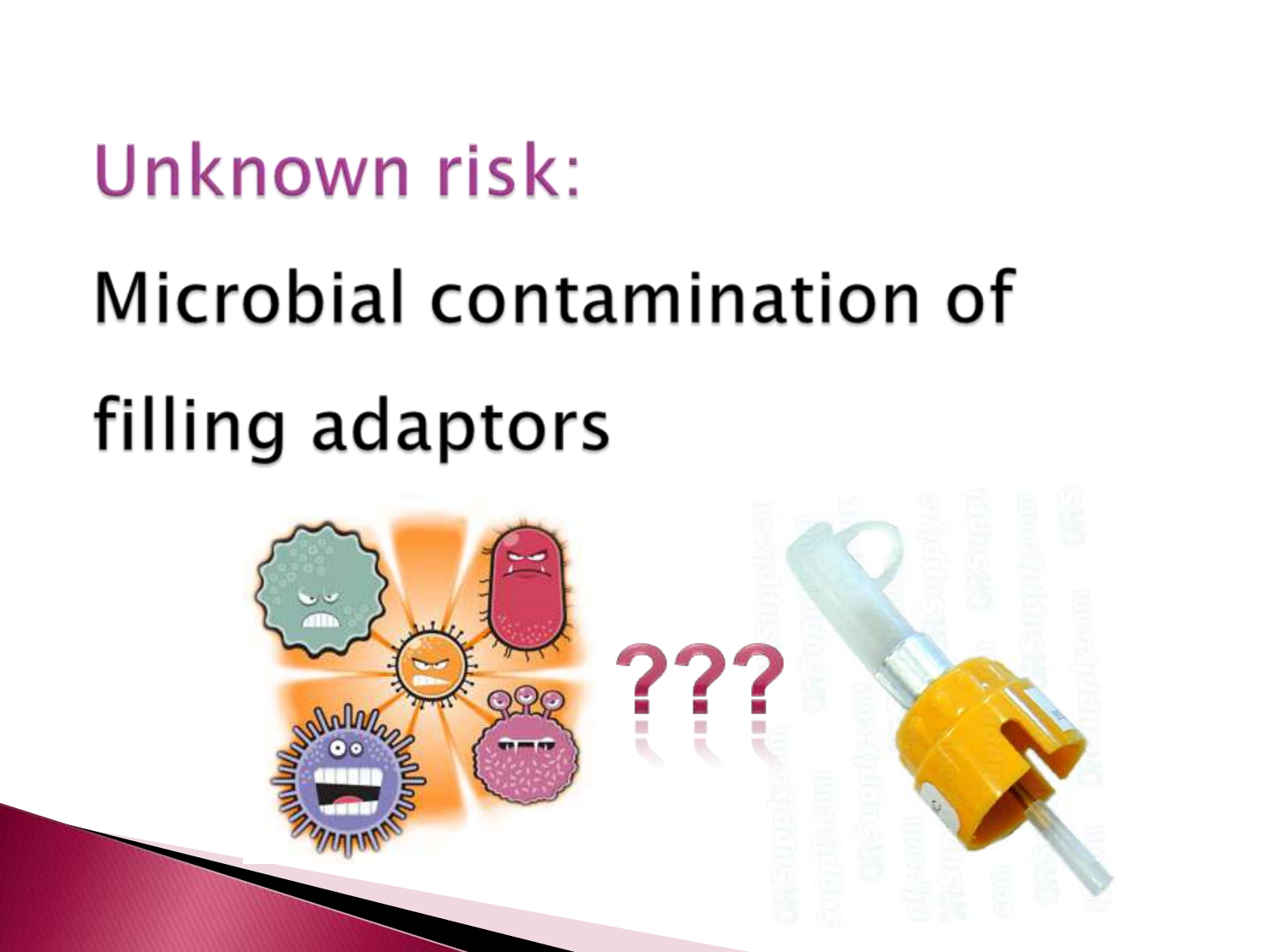## Unknown risk:

Microbial contamination of filling adaptors

???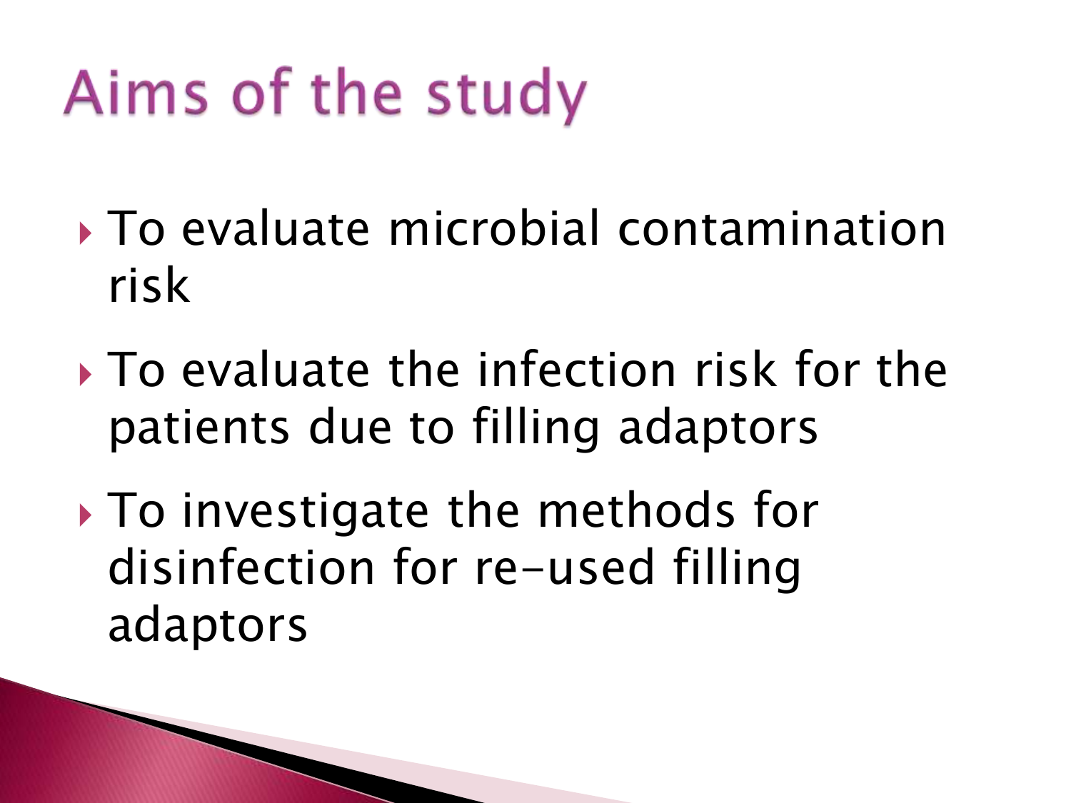# Aims of the study

- To evaluate microbial contamination risk
- To evaluate the infection risk for the patients due to filling adaptors
- To investigate the methods for disinfection for re-used filling adaptors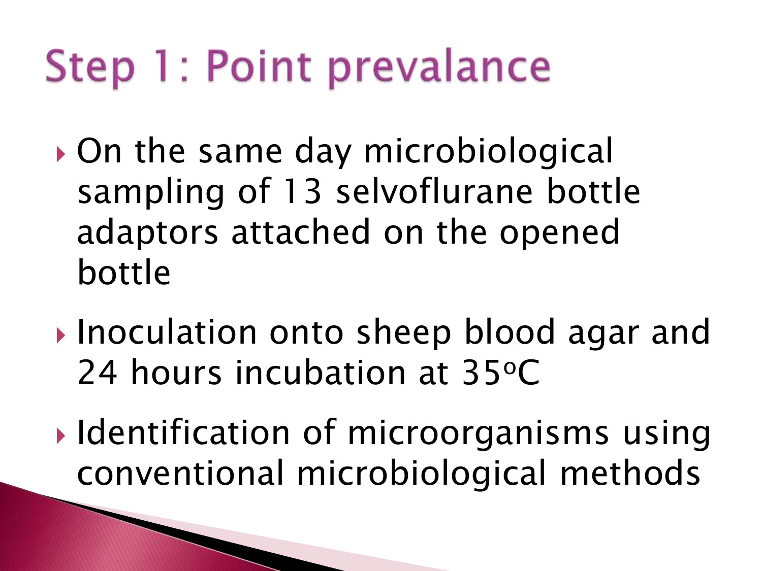# Step 1: Point prevalance

- On the same day microbiological sampling of 13 selvoflurane bottle adaptors attached on the opened bottle
- Inoculation onto sheep blood agar and 24 hours incubation at 35$^{o}$C
- Identification of microorganisms using conventional microbiological methods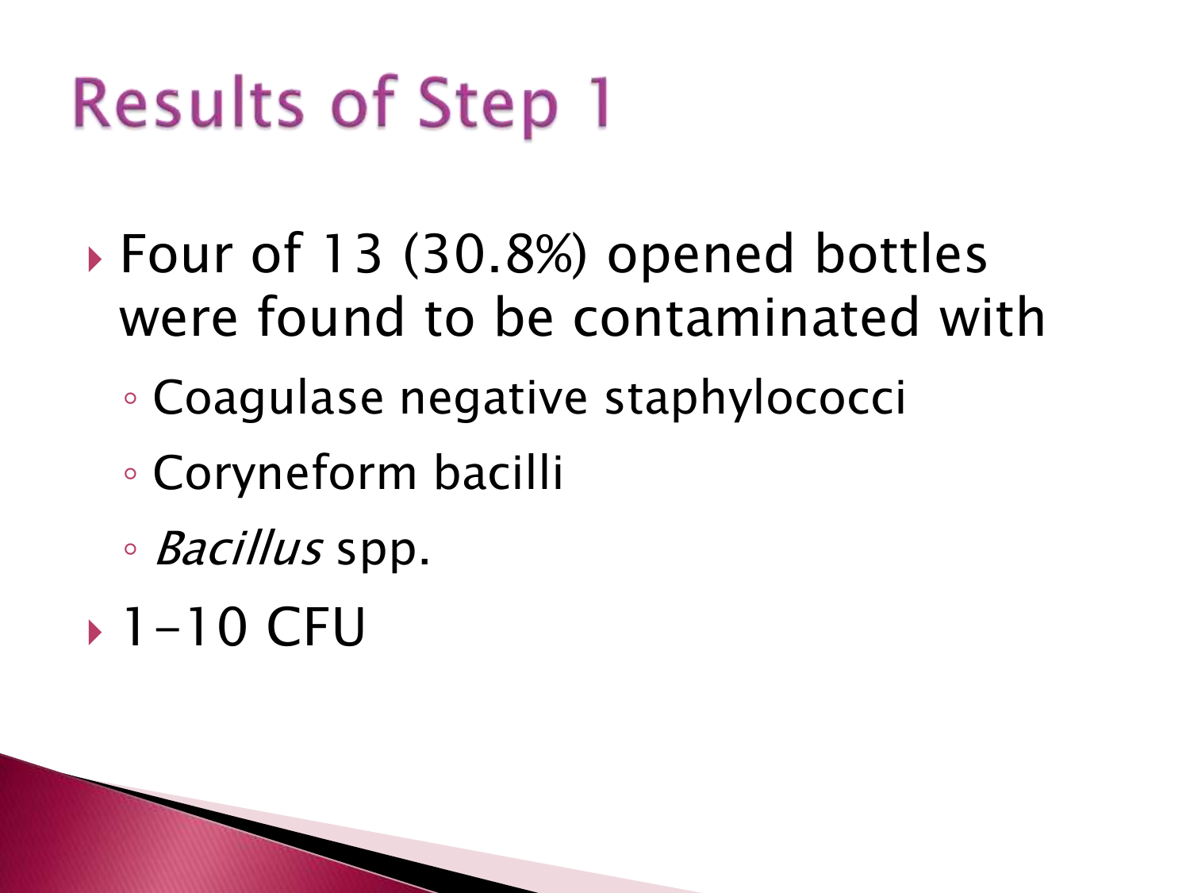# Results of Step 1

- Four of 13 (30.8%) opened bottles were found to be contaminated with
  - Coagulase negative staphylococci
  - Coryneform bacilli
  - *Bacillus* spp.
- 1–10 CFU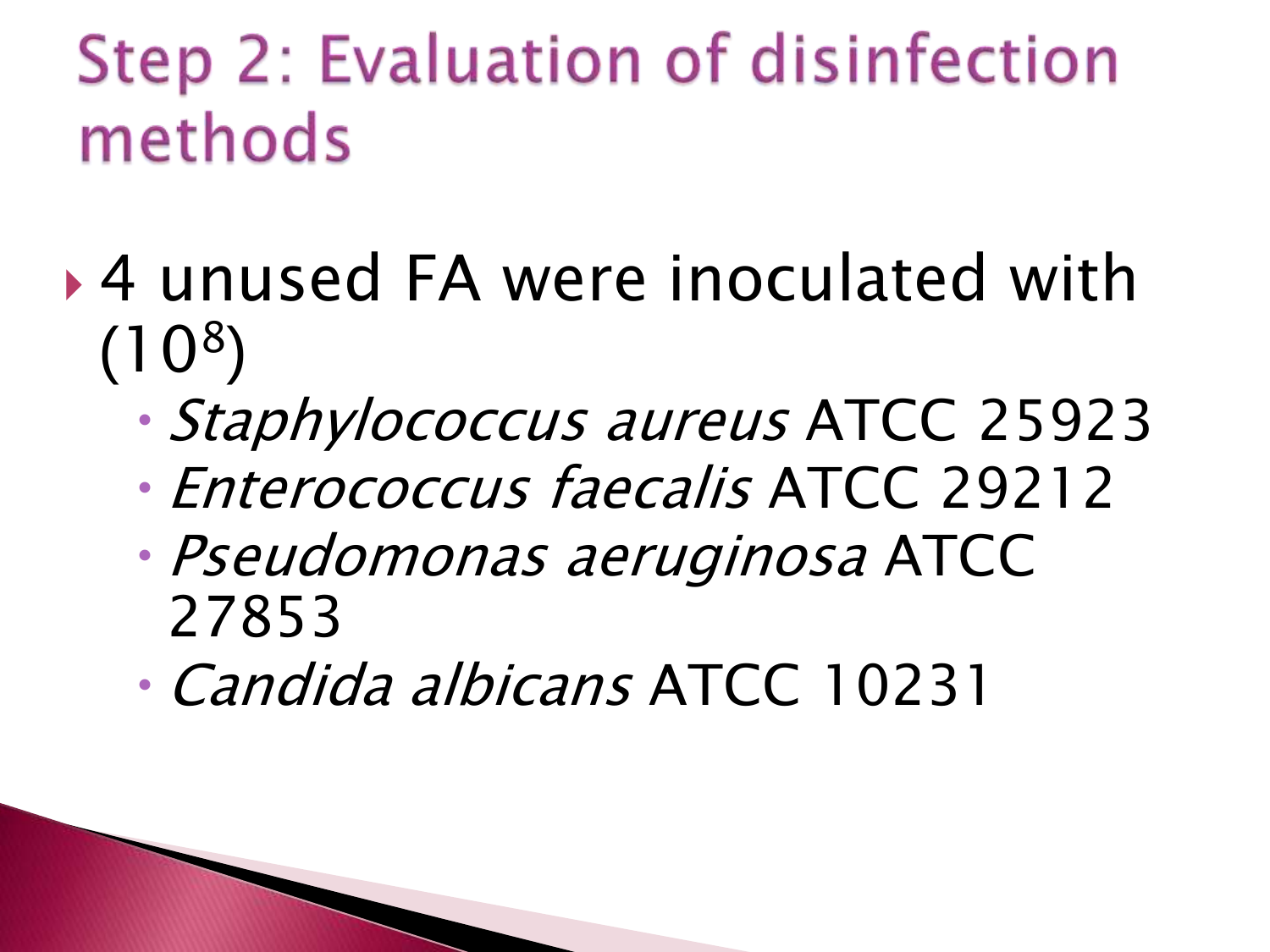# Step 2: Evaluation of disinfection methods

- 4 unused FA were inoculated with ($10^8$)
  - *Staphylococcus aureus* ATCC 25923
  - *Enterococcus faecalis* ATCC 29212
  - *Pseudomonas aeruginosa* ATCC 27853
  - *Candida albicans* ATCC 10231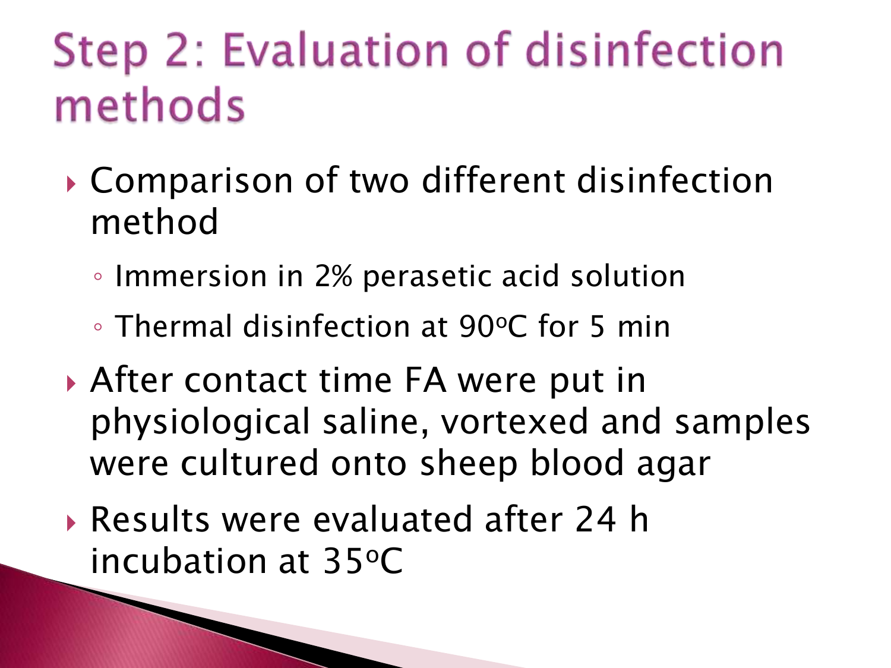# Step 2: Evaluation of disinfection methods

- Comparison of two different disinfection method
  - Immersion in 2% perasetic acid solution
  - Thermal disinfection at 90$^{o}$C for 5 min
- After contact time FA were put in physiological saline, vortexed and samples were cultured onto sheep blood agar
- Results were evaluated after 24 h incubation at 35$^{o}$C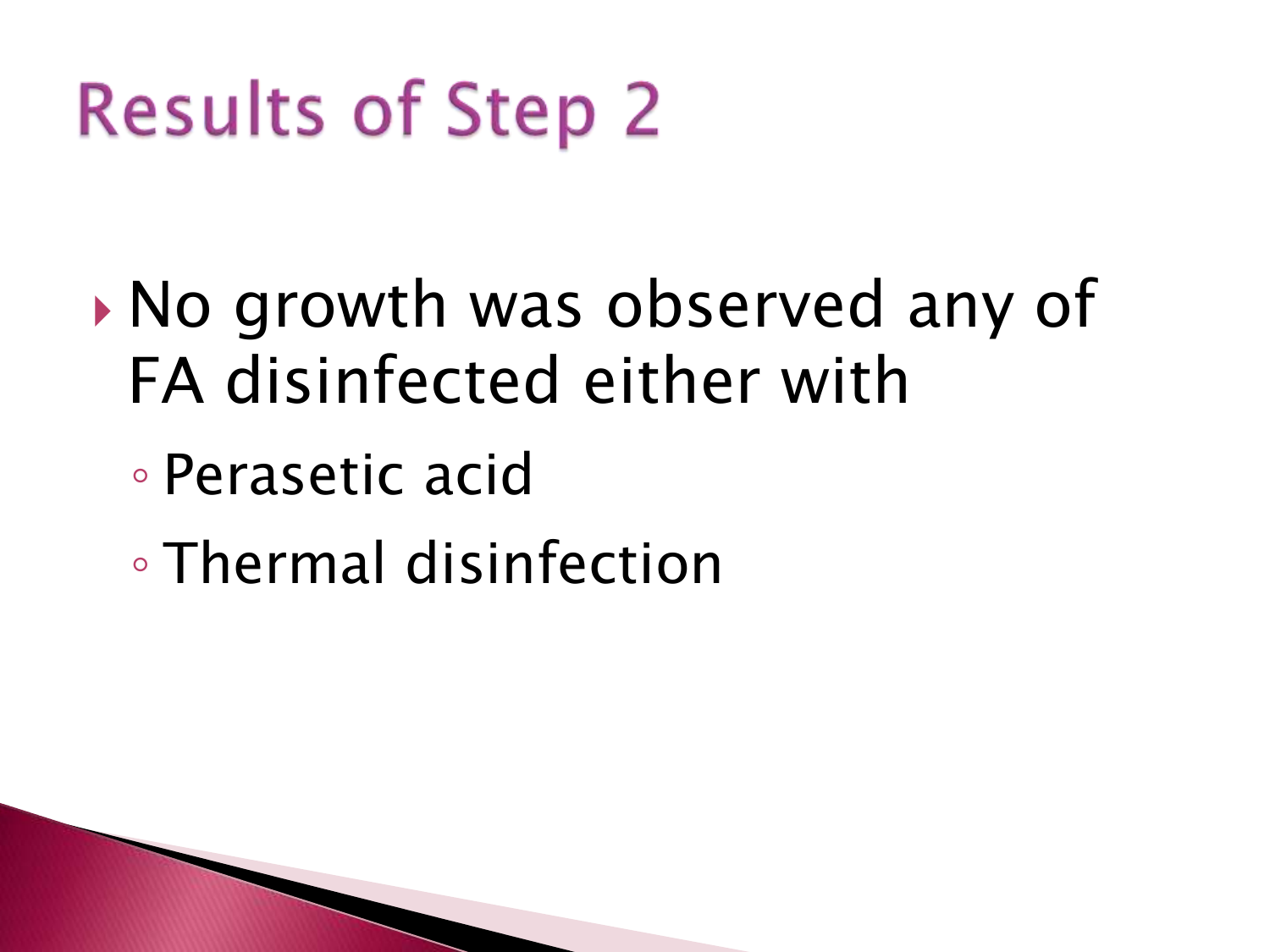# Results of Step 2

- No growth was observed any of FA disinfected either with
  - Perasetic acid
  - Thermal disinfection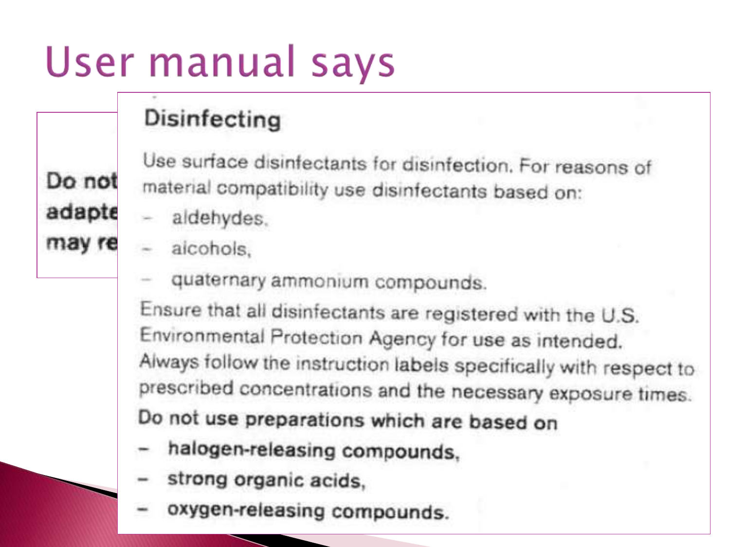# User manual says

Do not
adapte
may re

## Disinfecting

Use surface disinfectants for disinfection. For reasons of material compatibility use disinfectants based on:

- aldehydes,
- alcohols,
- quaternary ammonium compounds.

Ensure that all disinfectants are registered with the U.S. Environmental Protection Agency for use as intended. Always follow the instruction labels specifically with respect to prescribed concentrations and the necessary exposure times.

**Do not use preparations which are based on**

- **halogen-releasing compounds,**
- **strong organic acids,**
- **oxygen-releasing compounds.**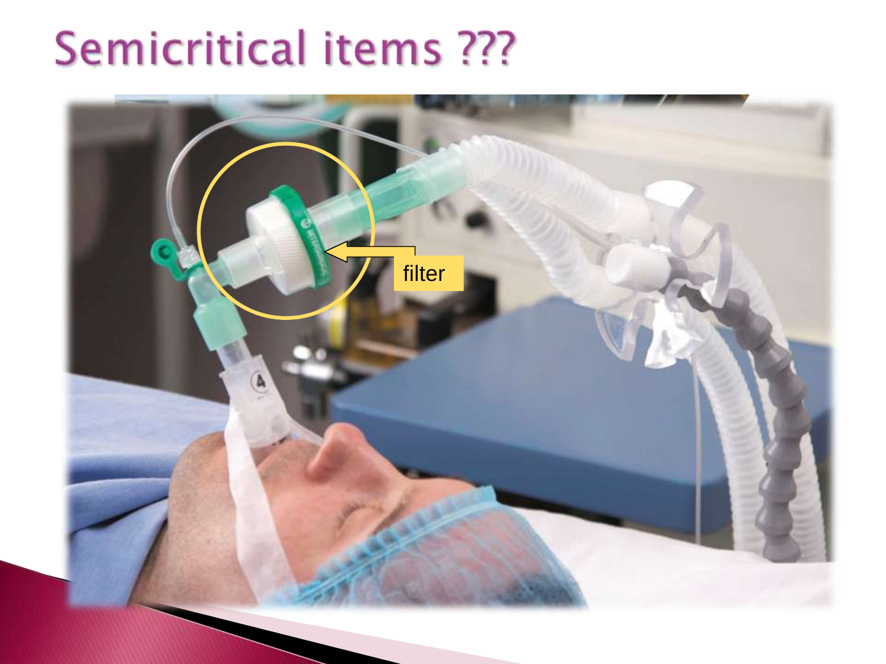# Semicritical items ???

filter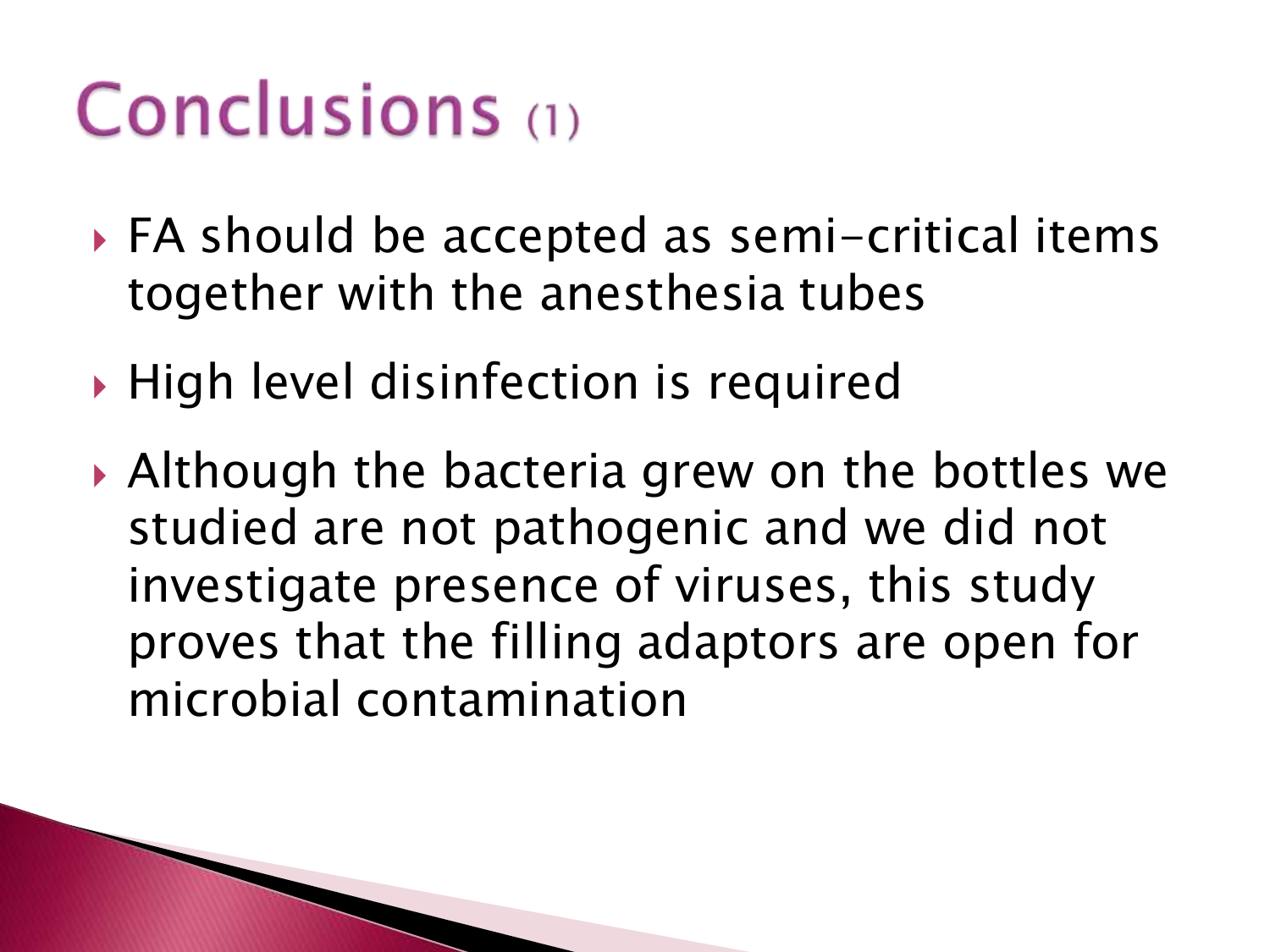# Conclusions (1)

- FA should be accepted as semi-critical items together with the anesthesia tubes
- High level disinfection is required
- Although the bacteria grew on the bottles we studied are not pathogenic and we did not investigate presence of viruses, this study proves that the filling adaptors are open for microbial contamination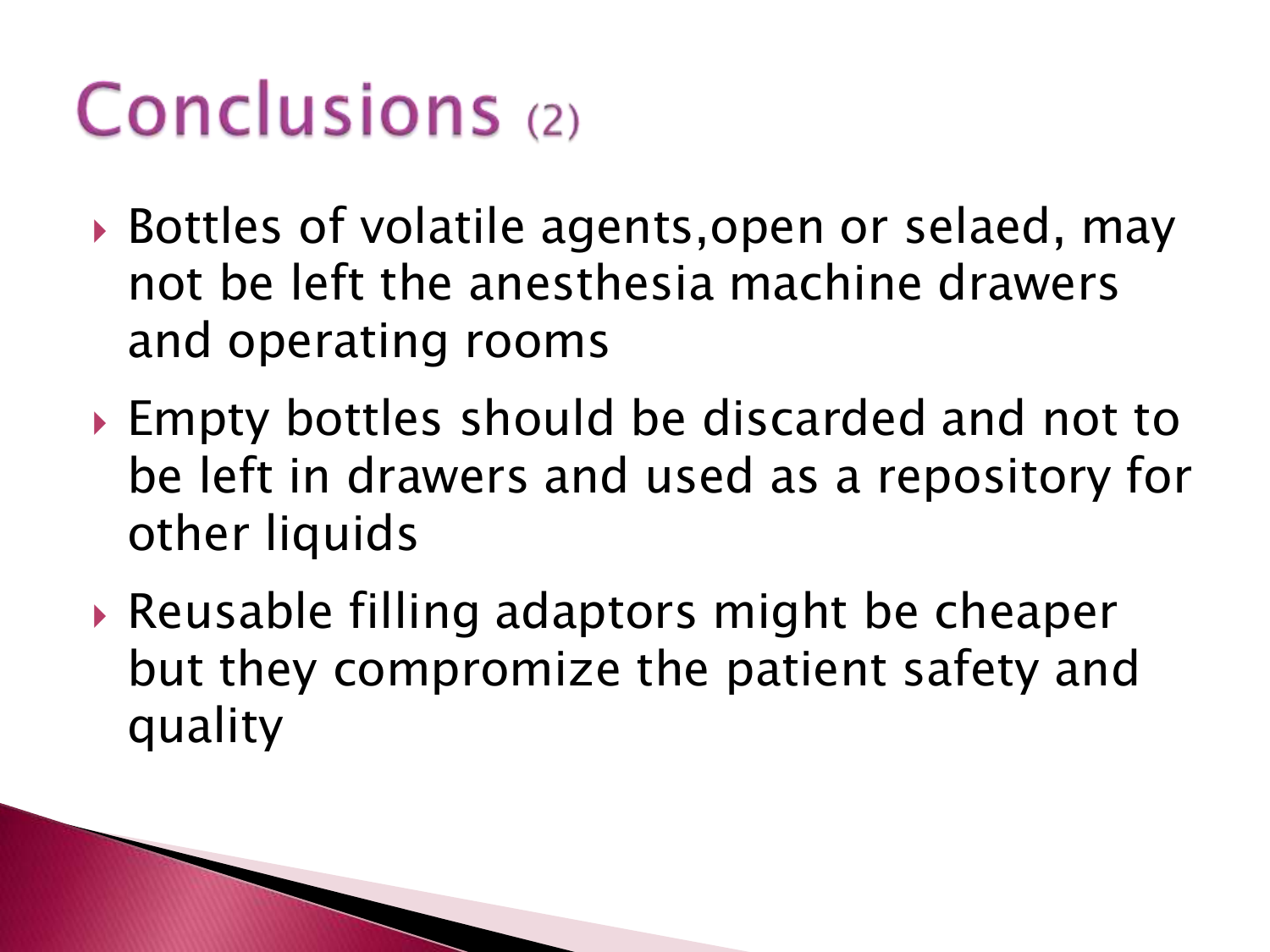# Conclusions (2)

- Bottles of volatile agents,open or selaed, may not be left the anesthesia machine drawers and operating rooms
- Empty bottles should be discarded and not to be left in drawers and used as a repository for other liquids
- Reusable filling adaptors might be cheaper but they compromize the patient safety and quality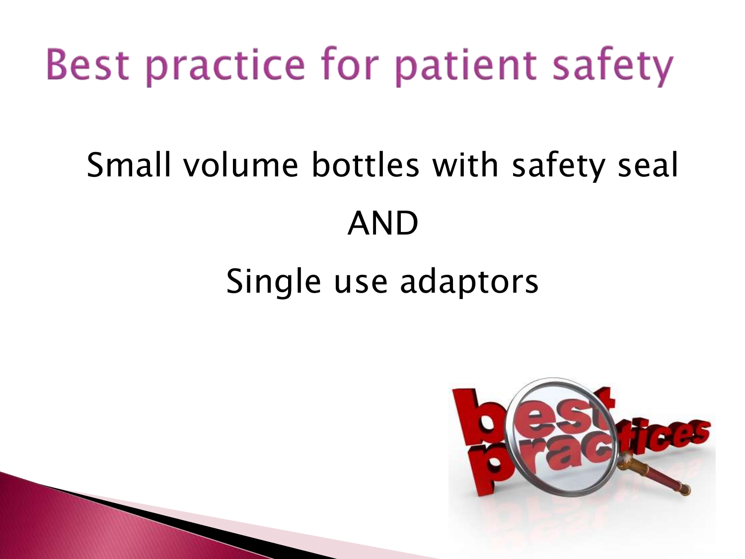# Best practice for patient safety

Small volume bottles with safety seal

AND

Single use adaptors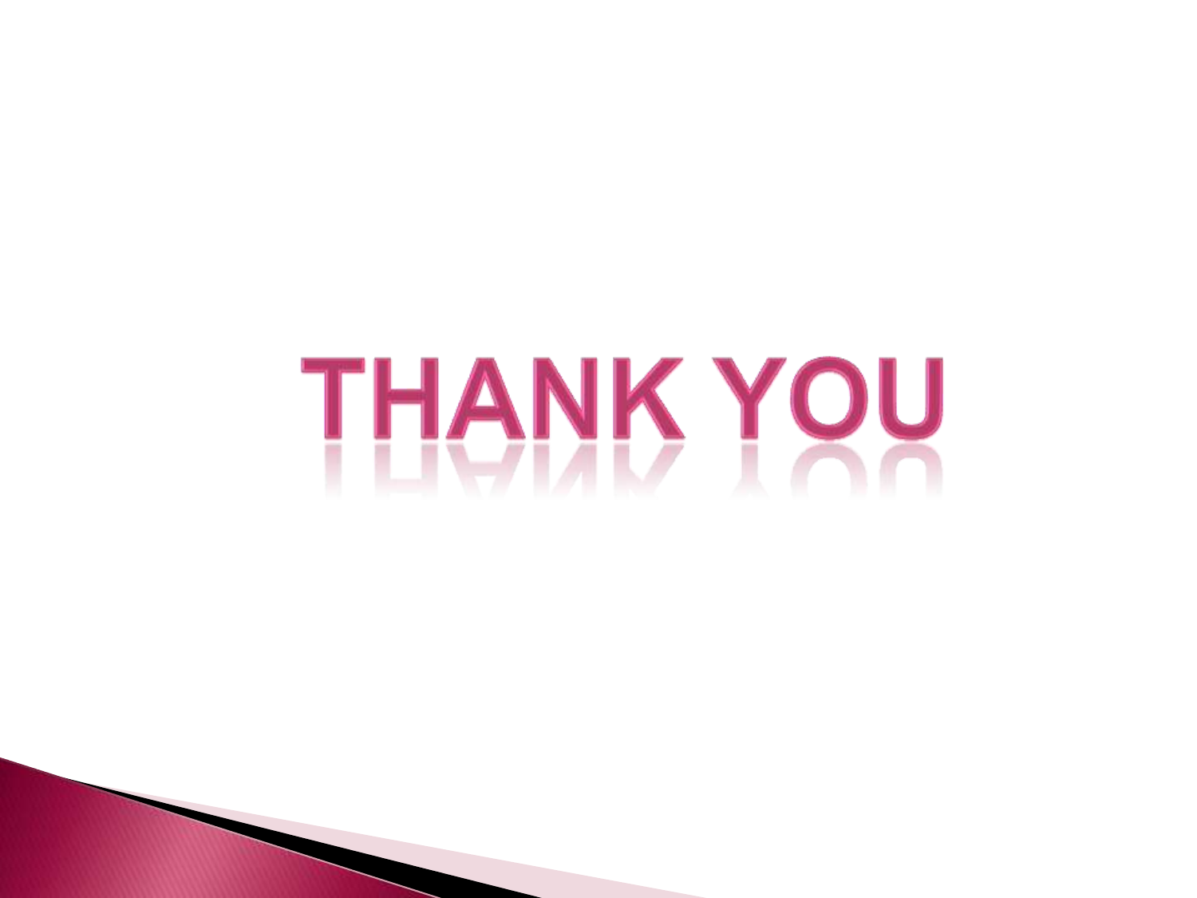# THANK YOU